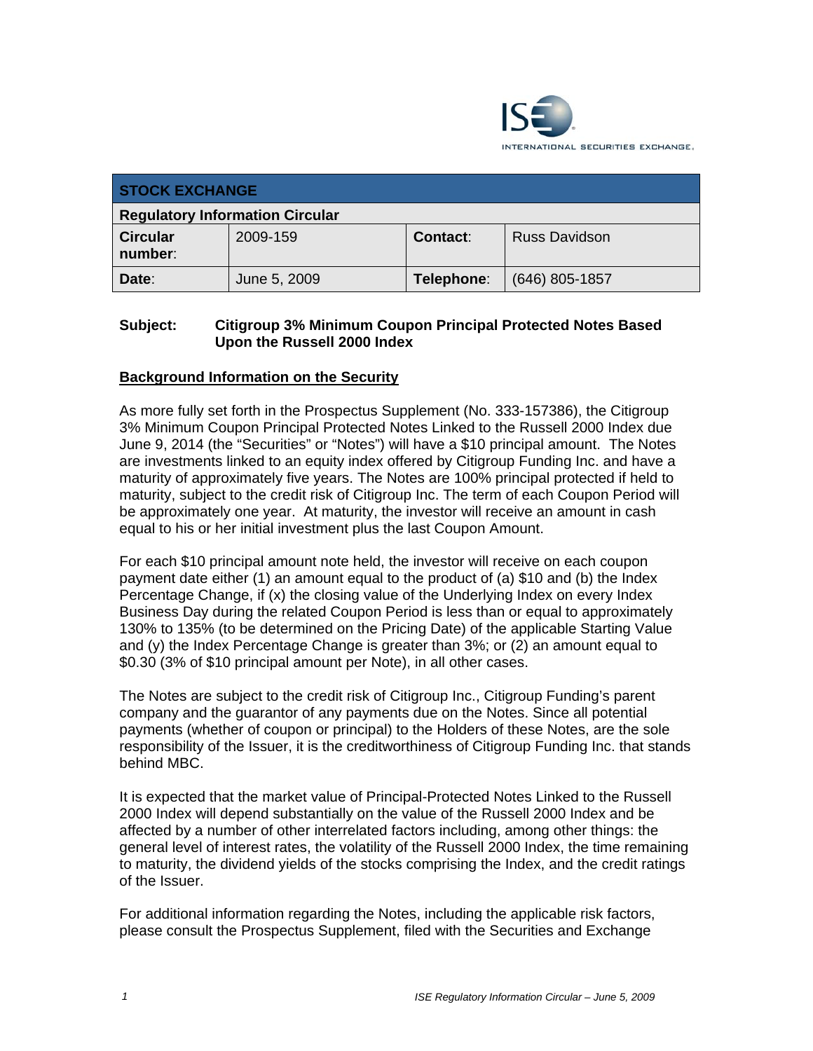INTERNATIONAL SECURITIES EXCHANGE.

| STOCK EXCHANGE | | | |
|---|---|---|---|
| **Regulatory Information Circular** | | | |
| **Circular number:** | 2009-159 | **Contact:** | Russ Davidson |
| **Date:** | June 5, 2009 | **Telephone:** | (646) 805-1857 |

**Subject: Citigroup 3% Minimum Coupon Principal Protected Notes Based Upon the Russell 2000 Index**

## Background Information on the Security

As more fully set forth in the Prospectus Supplement (No. 333-157386), the Citigroup 3% Minimum Coupon Principal Protected Notes Linked to the Russell 2000 Index due June 9, 2014 (the "Securities" or "Notes") will have a $10 principal amount. The Notes are investments linked to an equity index offered by Citigroup Funding Inc. and have a maturity of approximately five years. The Notes are 100% principal protected if held to maturity, subject to the credit risk of Citigroup Inc. The term of each Coupon Period will be approximately one year. At maturity, the investor will receive an amount in cash equal to his or her initial investment plus the last Coupon Amount.

For each $10 principal amount note held, the investor will receive on each coupon payment date either (1) an amount equal to the product of (a) $10 and (b) the Index Percentage Change, if (x) the closing value of the Underlying Index on every Index Business Day during the related Coupon Period is less than or equal to approximately 130% to 135% (to be determined on the Pricing Date) of the applicable Starting Value and (y) the Index Percentage Change is greater than 3%; or (2) an amount equal to $0.30 (3% of $10 principal amount per Note), in all other cases.

The Notes are subject to the credit risk of Citigroup Inc., Citigroup Funding's parent company and the guarantor of any payments due on the Notes. Since all potential payments (whether of coupon or principal) to the Holders of these Notes, are the sole responsibility of the Issuer, it is the creditworthiness of Citigroup Funding Inc. that stands behind MBC.

It is expected that the market value of Principal-Protected Notes Linked to the Russell 2000 Index will depend substantially on the value of the Russell 2000 Index and be affected by a number of other interrelated factors including, among other things: the general level of interest rates, the volatility of the Russell 2000 Index, the time remaining to maturity, the dividend yields of the stocks comprising the Index, and the credit ratings of the Issuer.

For additional information regarding the Notes, including the applicable risk factors, please consult the Prospectus Supplement, filed with the Securities and Exchange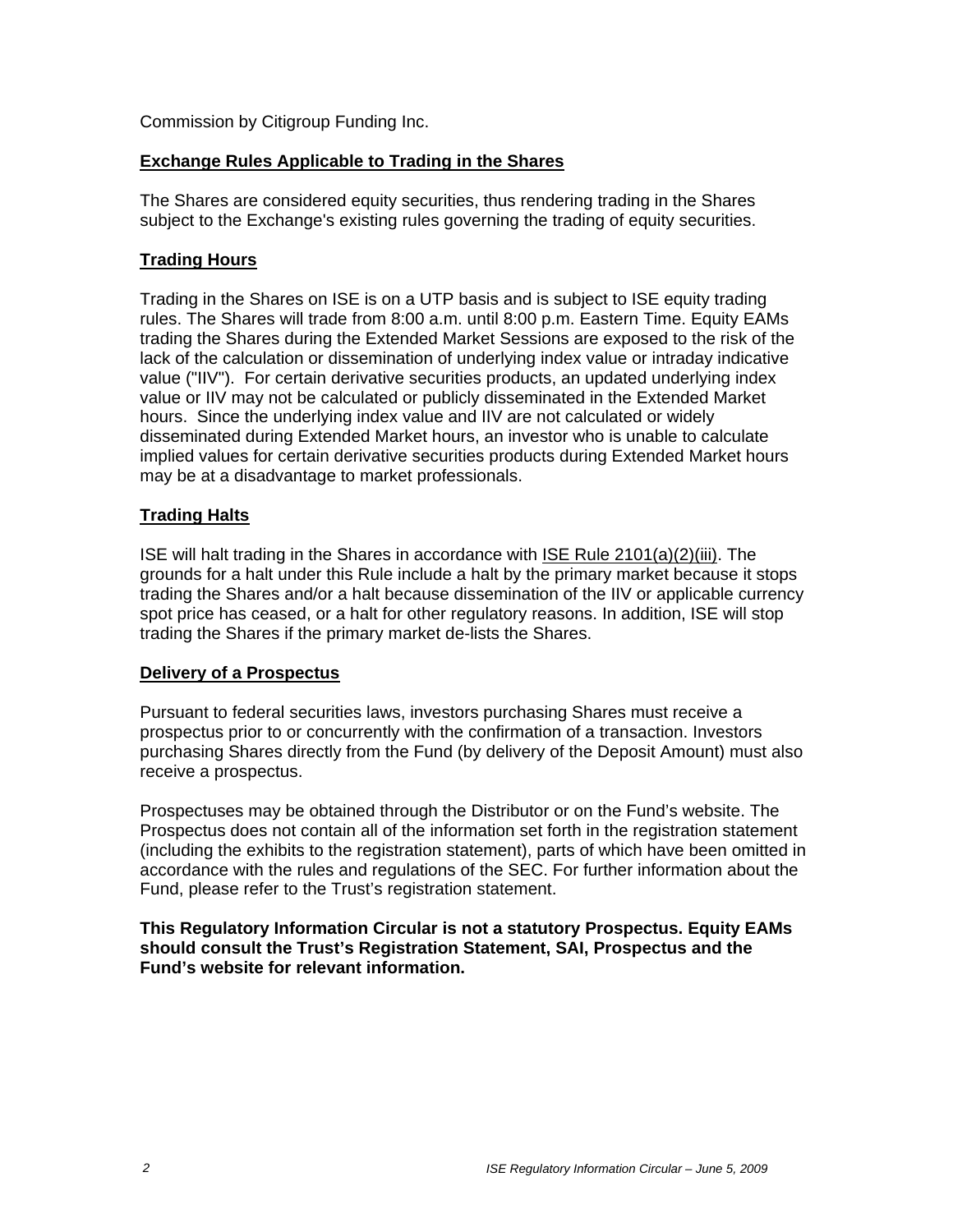Commission by Citigroup Funding Inc.

**Exchange Rules Applicable to Trading in the Shares**

The Shares are considered equity securities, thus rendering trading in the Shares subject to the Exchange's existing rules governing the trading of equity securities.

**Trading Hours**

Trading in the Shares on ISE is on a UTP basis and is subject to ISE equity trading rules. The Shares will trade from 8:00 a.m. until 8:00 p.m. Eastern Time. Equity EAMs trading the Shares during the Extended Market Sessions are exposed to the risk of the lack of the calculation or dissemination of underlying index value or intraday indicative value ("IIV"). For certain derivative securities products, an updated underlying index value or IIV may not be calculated or publicly disseminated in the Extended Market hours. Since the underlying index value and IIV are not calculated or widely disseminated during Extended Market hours, an investor who is unable to calculate implied values for certain derivative securities products during Extended Market hours may be at a disadvantage to market professionals.

**Trading Halts**

ISE will halt trading in the Shares in accordance with ISE Rule 2101(a)(2)(iii). The grounds for a halt under this Rule include a halt by the primary market because it stops trading the Shares and/or a halt because dissemination of the IIV or applicable currency spot price has ceased, or a halt for other regulatory reasons. In addition, ISE will stop trading the Shares if the primary market de-lists the Shares.

**Delivery of a Prospectus**

Pursuant to federal securities laws, investors purchasing Shares must receive a prospectus prior to or concurrently with the confirmation of a transaction. Investors purchasing Shares directly from the Fund (by delivery of the Deposit Amount) must also receive a prospectus.

Prospectuses may be obtained through the Distributor or on the Fund's website. The Prospectus does not contain all of the information set forth in the registration statement (including the exhibits to the registration statement), parts of which have been omitted in accordance with the rules and regulations of the SEC. For further information about the Fund, please refer to the Trust's registration statement.

**This Regulatory Information Circular is not a statutory Prospectus. Equity EAMs should consult the Trust's Registration Statement, SAI, Prospectus and the Fund's website for relevant information.**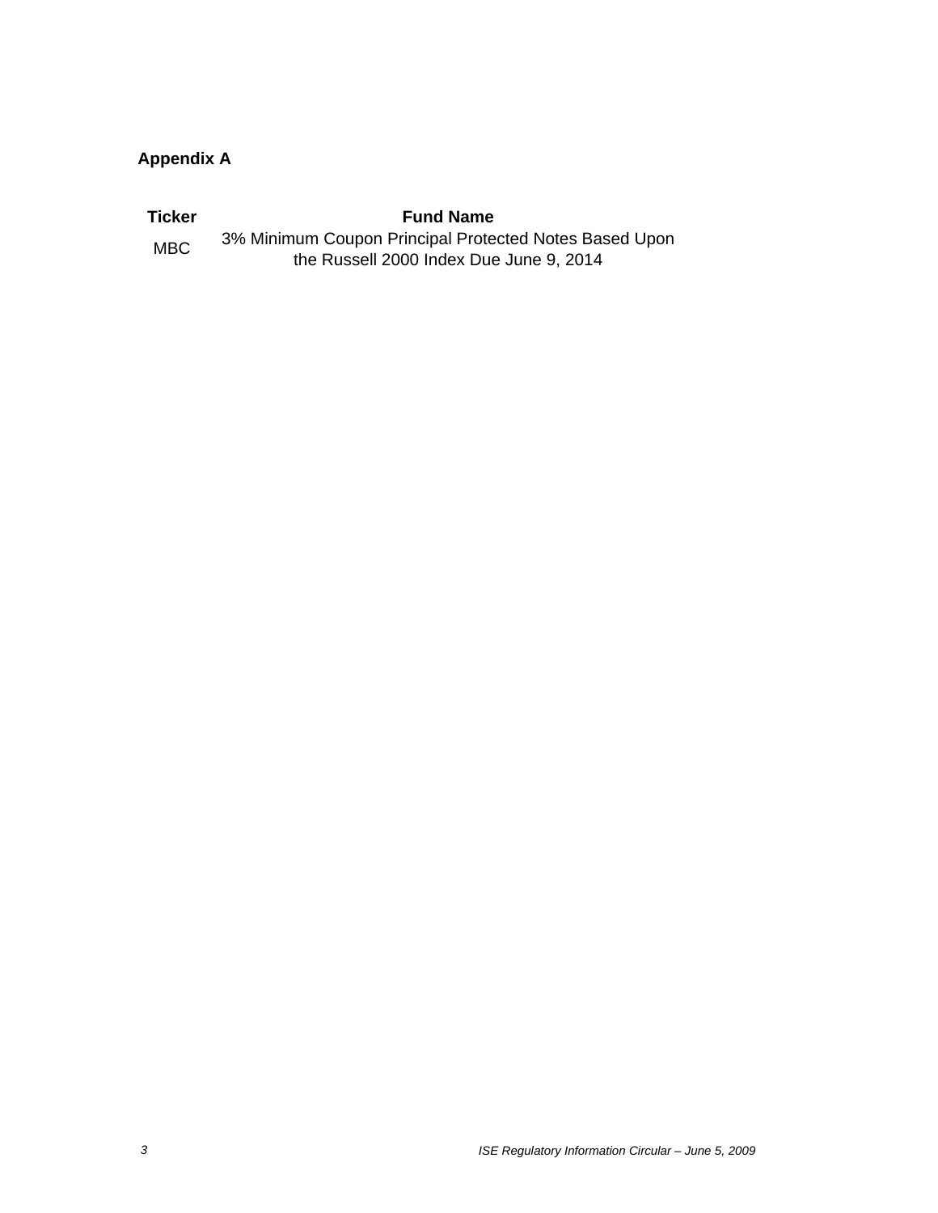## Appendix A

| Ticker | Fund Name |
|---|---|
| MBC | 3% Minimum Coupon Principal Protected Notes Based Upon the Russell 2000 Index Due June 9, 2014 |